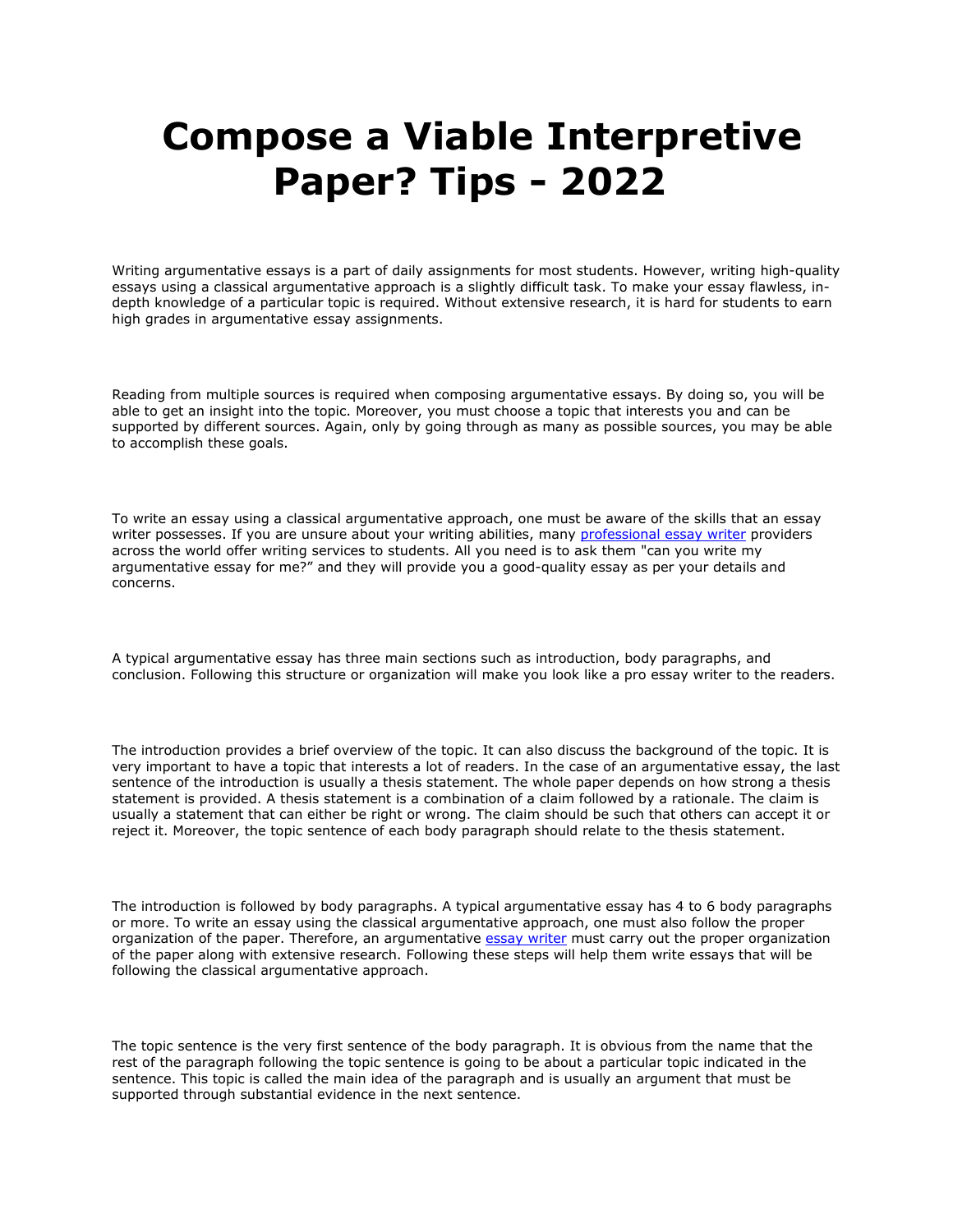# Compose a Viable Interpretive Paper? Tips - 2022

Writing argumentative essays is a part of daily assignments for most students. However, writing high-quality essays using a classical argumentative approach is a slightly difficult task. To make your essay flawless, in-depth knowledge of a particular topic is required. Without extensive research, it is hard for students to earn high grades in argumentative essay assignments.

Reading from multiple sources is required when composing argumentative essays. By doing so, you will be able to get an insight into the topic. Moreover, you must choose a topic that interests you and can be supported by different sources. Again, only by going through as many as possible sources, you may be able to accomplish these goals.

To write an essay using a classical argumentative approach, one must be aware of the skills that an essay writer possesses. If you are unsure about your writing abilities, many [professional essay writer]() providers across the world offer writing services to students. All you need is to ask them "can you write my argumentative essay for me?" and they will provide you a good-quality essay as per your details and concerns.

A typical argumentative essay has three main sections such as introduction, body paragraphs, and conclusion. Following this structure or organization will make you look like a pro essay writer to the readers.

The introduction provides a brief overview of the topic. It can also discuss the background of the topic. It is very important to have a topic that interests a lot of readers. In the case of an argumentative essay, the last sentence of the introduction is usually a thesis statement. The whole paper depends on how strong a thesis statement is provided. A thesis statement is a combination of a claim followed by a rationale. The claim is usually a statement that can either be right or wrong. The claim should be such that others can accept it or reject it. Moreover, the topic sentence of each body paragraph should relate to the thesis statement.

The introduction is followed by body paragraphs. A typical argumentative essay has 4 to 6 body paragraphs or more. To write an essay using the classical argumentative approach, one must also follow the proper organization of the paper. Therefore, an argumentative [essay writer]() must carry out the proper organization of the paper along with extensive research. Following these steps will help them write essays that will be following the classical argumentative approach.

The topic sentence is the very first sentence of the body paragraph. It is obvious from the name that the rest of the paragraph following the topic sentence is going to be about a particular topic indicated in the sentence. This topic is called the main idea of the paragraph and is usually an argument that must be supported through substantial evidence in the next sentence.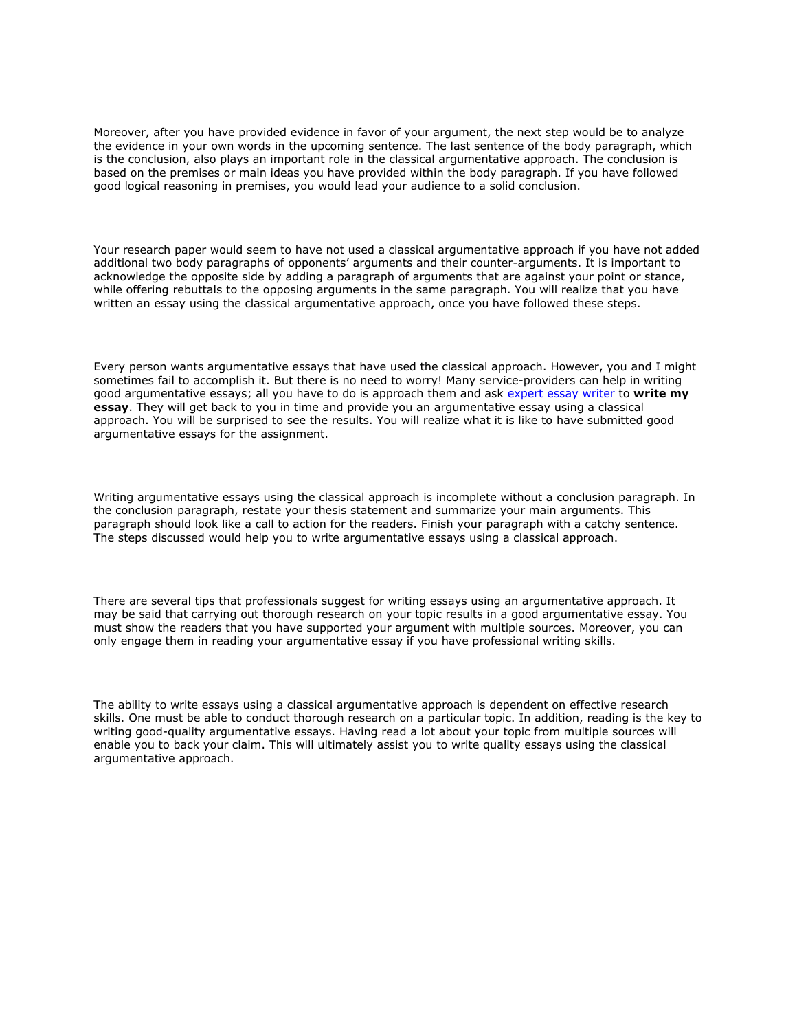Moreover, after you have provided evidence in favor of your argument, the next step would be to analyze the evidence in your own words in the upcoming sentence. The last sentence of the body paragraph, which is the conclusion, also plays an important role in the classical argumentative approach. The conclusion is based on the premises or main ideas you have provided within the body paragraph. If you have followed good logical reasoning in premises, you would lead your audience to a solid conclusion.

Your research paper would seem to have not used a classical argumentative approach if you have not added additional two body paragraphs of opponents' arguments and their counter-arguments. It is important to acknowledge the opposite side by adding a paragraph of arguments that are against your point or stance, while offering rebuttals to the opposing arguments in the same paragraph. You will realize that you have written an essay using the classical argumentative approach, once you have followed these steps.

Every person wants argumentative essays that have used the classical approach. However, you and I might sometimes fail to accomplish it. But there is no need to worry! Many service-providers can help in writing good argumentative essays; all you have to do is approach them and ask expert essay writer to **write my essay**. They will get back to you in time and provide you an argumentative essay using a classical approach. You will be surprised to see the results. You will realize what it is like to have submitted good argumentative essays for the assignment.

Writing argumentative essays using the classical approach is incomplete without a conclusion paragraph. In the conclusion paragraph, restate your thesis statement and summarize your main arguments. This paragraph should look like a call to action for the readers. Finish your paragraph with a catchy sentence. The steps discussed would help you to write argumentative essays using a classical approach.

There are several tips that professionals suggest for writing essays using an argumentative approach. It may be said that carrying out thorough research on your topic results in a good argumentative essay. You must show the readers that you have supported your argument with multiple sources. Moreover, you can only engage them in reading your argumentative essay if you have professional writing skills.

The ability to write essays using a classical argumentative approach is dependent on effective research skills. One must be able to conduct thorough research on a particular topic. In addition, reading is the key to writing good-quality argumentative essays. Having read a lot about your topic from multiple sources will enable you to back your claim. This will ultimately assist you to write quality essays using the classical argumentative approach.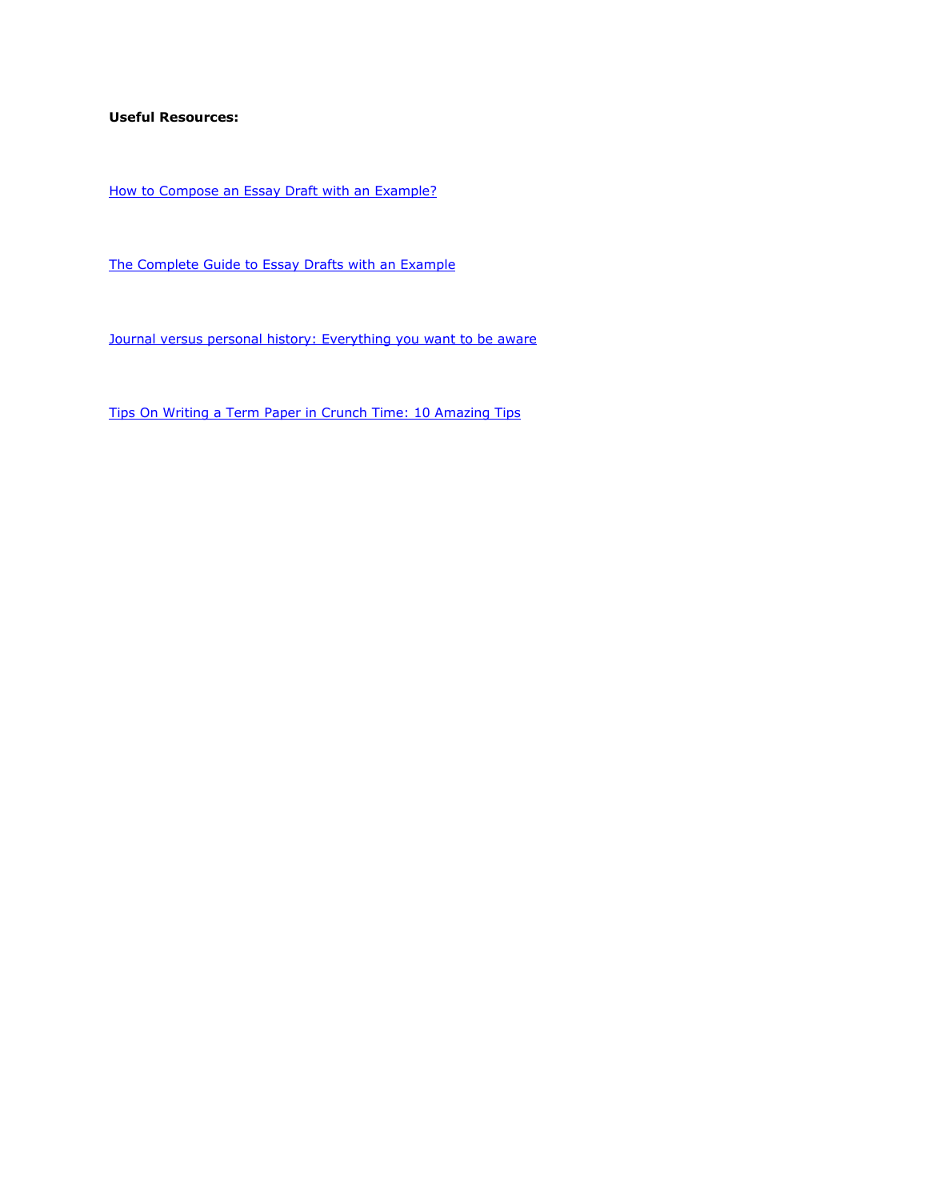**Useful Resources:**

How to Compose an Essay Draft with an Example?

The Complete Guide to Essay Drafts with an Example

Journal versus personal history: Everything you want to be aware

Tips On Writing a Term Paper in Crunch Time: 10 Amazing Tips